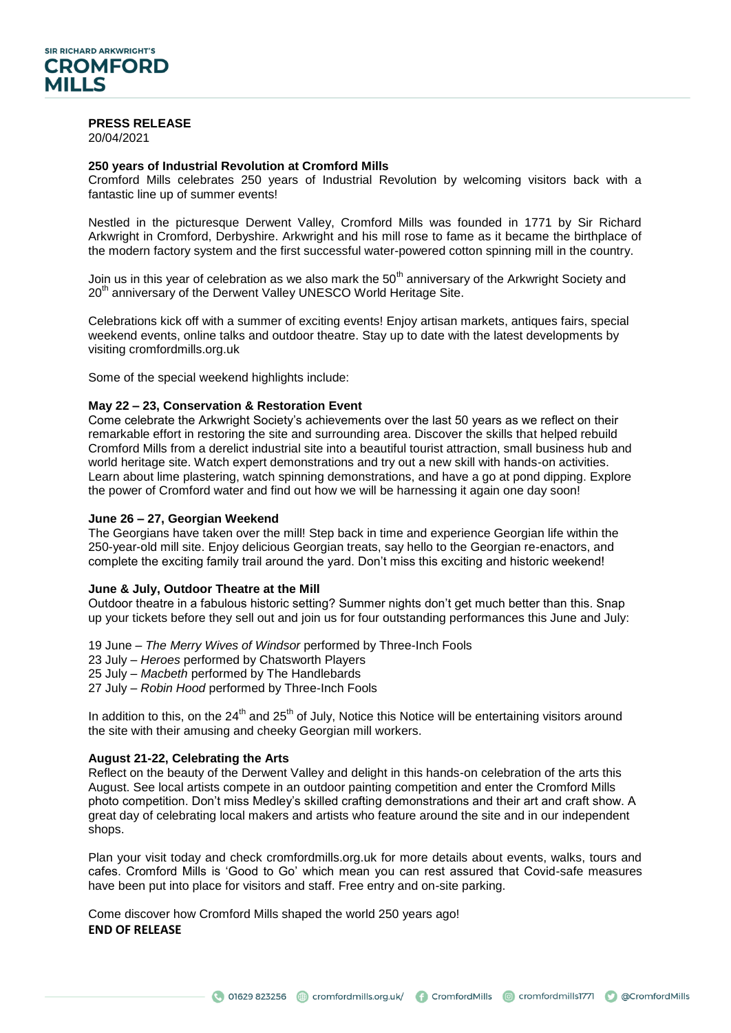SIR RICHARD ARKWRIGHT'S
**CROMFORD MILLS**

**PRESS RELEASE**
20/04/2021

**250 years of Industrial Revolution at Cromford Mills**

Cromford Mills celebrates 250 years of Industrial Revolution by welcoming visitors back with a fantastic line up of summer events!

Nestled in the picturesque Derwent Valley, Cromford Mills was founded in 1771 by Sir Richard Arkwright in Cromford, Derbyshire. Arkwright and his mill rose to fame as it became the birthplace of the modern factory system and the first successful water-powered cotton spinning mill in the country.

Join us in this year of celebration as we also mark the 50th anniversary of the Arkwright Society and 20th anniversary of the Derwent Valley UNESCO World Heritage Site.

Celebrations kick off with a summer of exciting events! Enjoy artisan markets, antiques fairs, special weekend events, online talks and outdoor theatre. Stay up to date with the latest developments by visiting cromfordmills.org.uk

Some of the special weekend highlights include:

**May 22 – 23, Conservation & Restoration Event**

Come celebrate the Arkwright Society's achievements over the last 50 years as we reflect on their remarkable effort in restoring the site and surrounding area. Discover the skills that helped rebuild Cromford Mills from a derelict industrial site into a beautiful tourist attraction, small business hub and world heritage site. Watch expert demonstrations and try out a new skill with hands-on activities. Learn about lime plastering, watch spinning demonstrations, and have a go at pond dipping. Explore the power of Cromford water and find out how we will be harnessing it again one day soon!

**June 26 – 27, Georgian Weekend**

The Georgians have taken over the mill! Step back in time and experience Georgian life within the 250-year-old mill site. Enjoy delicious Georgian treats, say hello to the Georgian re-enactors, and complete the exciting family trail around the yard. Don't miss this exciting and historic weekend!

**June & July, Outdoor Theatre at the Mill**

Outdoor theatre in a fabulous historic setting? Summer nights don't get much better than this. Snap up your tickets before they sell out and join us for four outstanding performances this June and July:

19 June – *The Merry Wives of Windsor* performed by Three-Inch Fools
23 July – *Heroes* performed by Chatsworth Players
25 July – *Macbeth* performed by The Handlebards
27 July – *Robin Hood* performed by Three-Inch Fools

In addition to this, on the 24th and 25th of July, Notice this Notice will be entertaining visitors around the site with their amusing and cheeky Georgian mill workers.

**August 21-22, Celebrating the Arts**

Reflect on the beauty of the Derwent Valley and delight in this hands-on celebration of the arts this August. See local artists compete in an outdoor painting competition and enter the Cromford Mills photo competition. Don't miss Medley's skilled crafting demonstrations and their art and craft show. A great day of celebrating local makers and artists who feature around the site and in our independent shops.

Plan your visit today and check cromfordmills.org.uk for more details about events, walks, tours and cafes. Cromford Mills is 'Good to Go' which mean you can rest assured that Covid-safe measures have been put into place for visitors and staff. Free entry and on-site parking.

Come discover how Cromford Mills shaped the world 250 years ago!

**END OF RELEASE**

01629 823256 cromfordmills.org.uk/ CromfordMills cromfordmills1771 @CromfordMills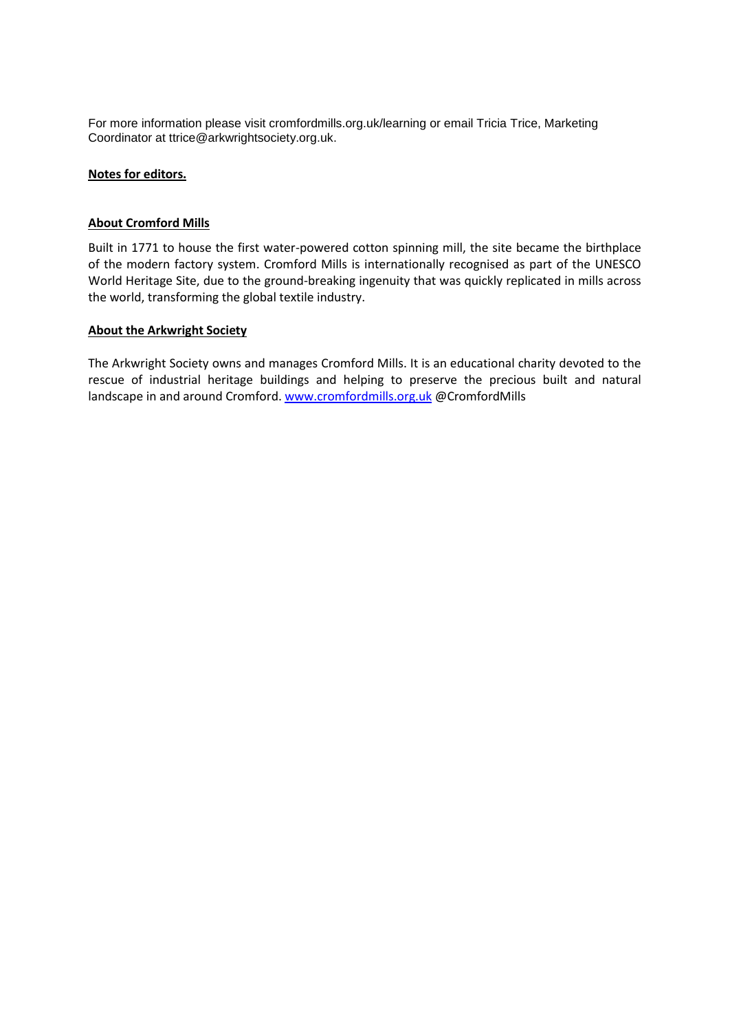For more information please visit cromfordmills.org.uk/learning or email Tricia Trice, Marketing Coordinator at ttrice@arkwrightsociety.org.uk.

**Notes for editors.**

**About Cromford Mills**

Built in 1771 to house the first water-powered cotton spinning mill, the site became the birthplace of the modern factory system. Cromford Mills is internationally recognised as part of the UNESCO World Heritage Site, due to the ground-breaking ingenuity that was quickly replicated in mills across the world, transforming the global textile industry.

**About the Arkwright Society**

The Arkwright Society owns and manages Cromford Mills. It is an educational charity devoted to the rescue of industrial heritage buildings and helping to preserve the precious built and natural landscape in and around Cromford. www.cromfordmills.org.uk @CromfordMills